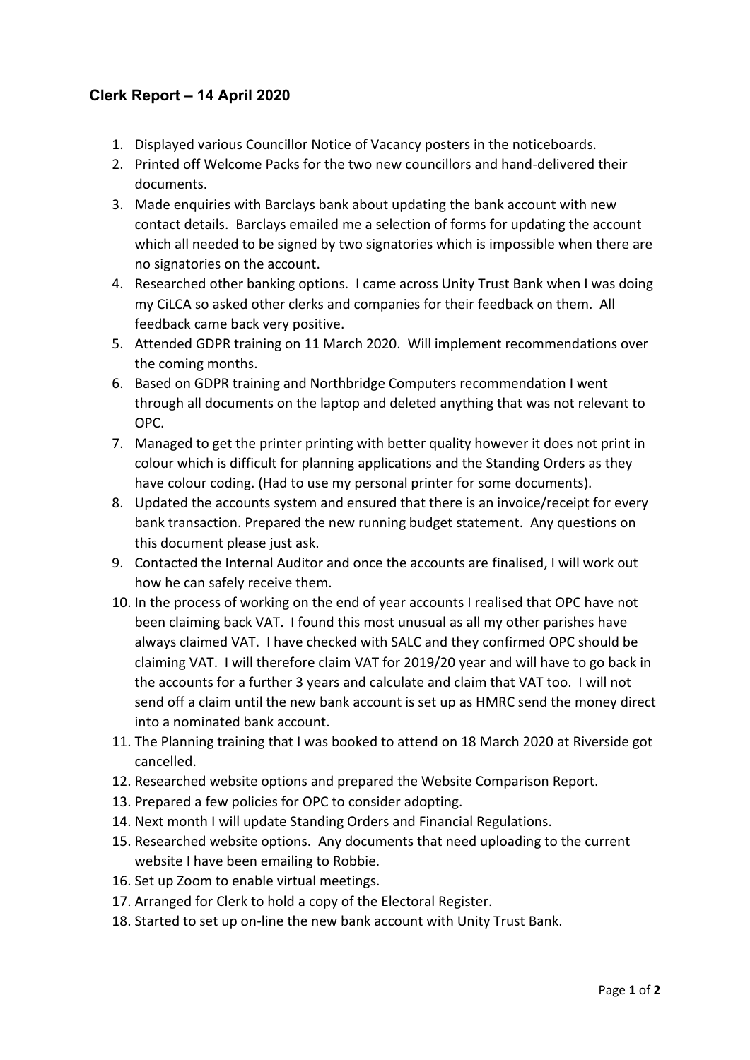## Clerk Report – 14 April 2020

1. Displayed various Councillor Notice of Vacancy posters in the noticeboards.
2. Printed off Welcome Packs for the two new councillors and hand-delivered their documents.
3. Made enquiries with Barclays bank about updating the bank account with new contact details. Barclays emailed me a selection of forms for updating the account which all needed to be signed by two signatories which is impossible when there are no signatories on the account.
4. Researched other banking options. I came across Unity Trust Bank when I was doing my CiLCA so asked other clerks and companies for their feedback on them. All feedback came back very positive.
5. Attended GDPR training on 11 March 2020. Will implement recommendations over the coming months.
6. Based on GDPR training and Northbridge Computers recommendation I went through all documents on the laptop and deleted anything that was not relevant to OPC.
7. Managed to get the printer printing with better quality however it does not print in colour which is difficult for planning applications and the Standing Orders as they have colour coding. (Had to use my personal printer for some documents).
8. Updated the accounts system and ensured that there is an invoice/receipt for every bank transaction. Prepared the new running budget statement. Any questions on this document please just ask.
9. Contacted the Internal Auditor and once the accounts are finalised, I will work out how he can safely receive them.
10. In the process of working on the end of year accounts I realised that OPC have not been claiming back VAT. I found this most unusual as all my other parishes have always claimed VAT. I have checked with SALC and they confirmed OPC should be claiming VAT. I will therefore claim VAT for 2019/20 year and will have to go back in the accounts for a further 3 years and calculate and claim that VAT too. I will not send off a claim until the new bank account is set up as HMRC send the money direct into a nominated bank account.
11. The Planning training that I was booked to attend on 18 March 2020 at Riverside got cancelled.
12. Researched website options and prepared the Website Comparison Report.
13. Prepared a few policies for OPC to consider adopting.
14. Next month I will update Standing Orders and Financial Regulations.
15. Researched website options. Any documents that need uploading to the current website I have been emailing to Robbie.
16. Set up Zoom to enable virtual meetings.
17. Arranged for Clerk to hold a copy of the Electoral Register.
18. Started to set up on-line the new bank account with Unity Trust Bank.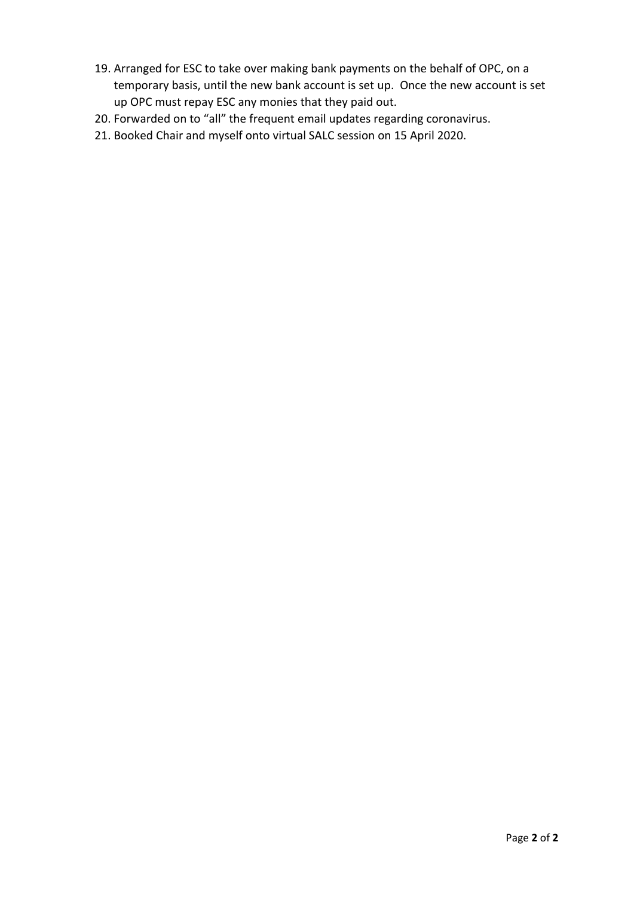19. Arranged for ESC to take over making bank payments on the behalf of OPC, on a temporary basis, until the new bank account is set up.  Once the new account is set up OPC must repay ESC any monies that they paid out.
20. Forwarded on to "all" the frequent email updates regarding coronavirus.
21. Booked Chair and myself onto virtual SALC session on 15 April 2020.